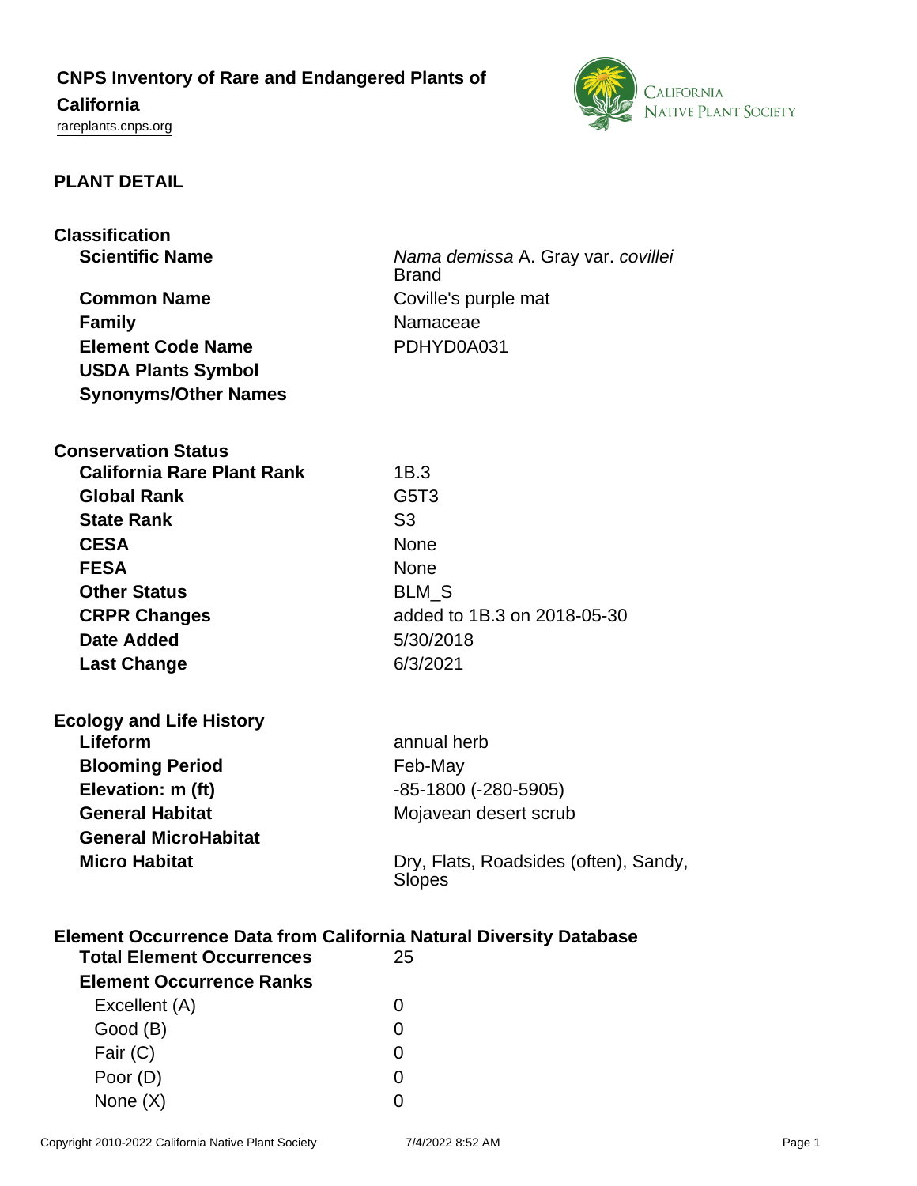# CNPS Inventory of Rare and Endangered Plants of California

rareplants.cnps.org

## PLANT DETAIL

### Classification

| | |
|---|---|
| **Scientific Name** | *Nama demissa* A. Gray var. *covillei* Brand |
| **Common Name** | Coville's purple mat |
| **Family** | Namaceae |
| **Element Code Name** | PDHYD0A031 |
| **USDA Plants Symbol** | |
| **Synonyms/Other Names** | |

### Conservation Status

| | |
|---|---|
| **California Rare Plant Rank** | 1B.3 |
| **Global Rank** | G5T3 |
| **State Rank** | S3 |
| **CESA** | None |
| **FESA** | None |
| **Other Status** | BLM_S |
| **CRPR Changes** | added to 1B.3 on 2018-05-30 |
| **Date Added** | 5/30/2018 |
| **Last Change** | 6/3/2021 |

### Ecology and Life History

| | |
|---|---|
| **Lifeform** | annual herb |
| **Blooming Period** | Feb-May |
| **Elevation: m (ft)** | -85-1800 (-280-5905) |
| **General Habitat** | Mojavean desert scrub |
| **General MicroHabitat** | |
| **Micro Habitat** | Dry, Flats, Roadsides (often), Sandy, Slopes |

### Element Occurrence Data from California Natural Diversity Database

| | |
|---|---|
| **Total Element Occurrences** | 25 |
| **Element Occurrence Ranks** | |
| Excellent (A) | 0 |
| Good (B) | 0 |
| Fair (C) | 0 |
| Poor (D) | 0 |
| None (X) | 0 |

Copyright 2010-2022 California Native Plant Society 7/4/2022 8:52 AM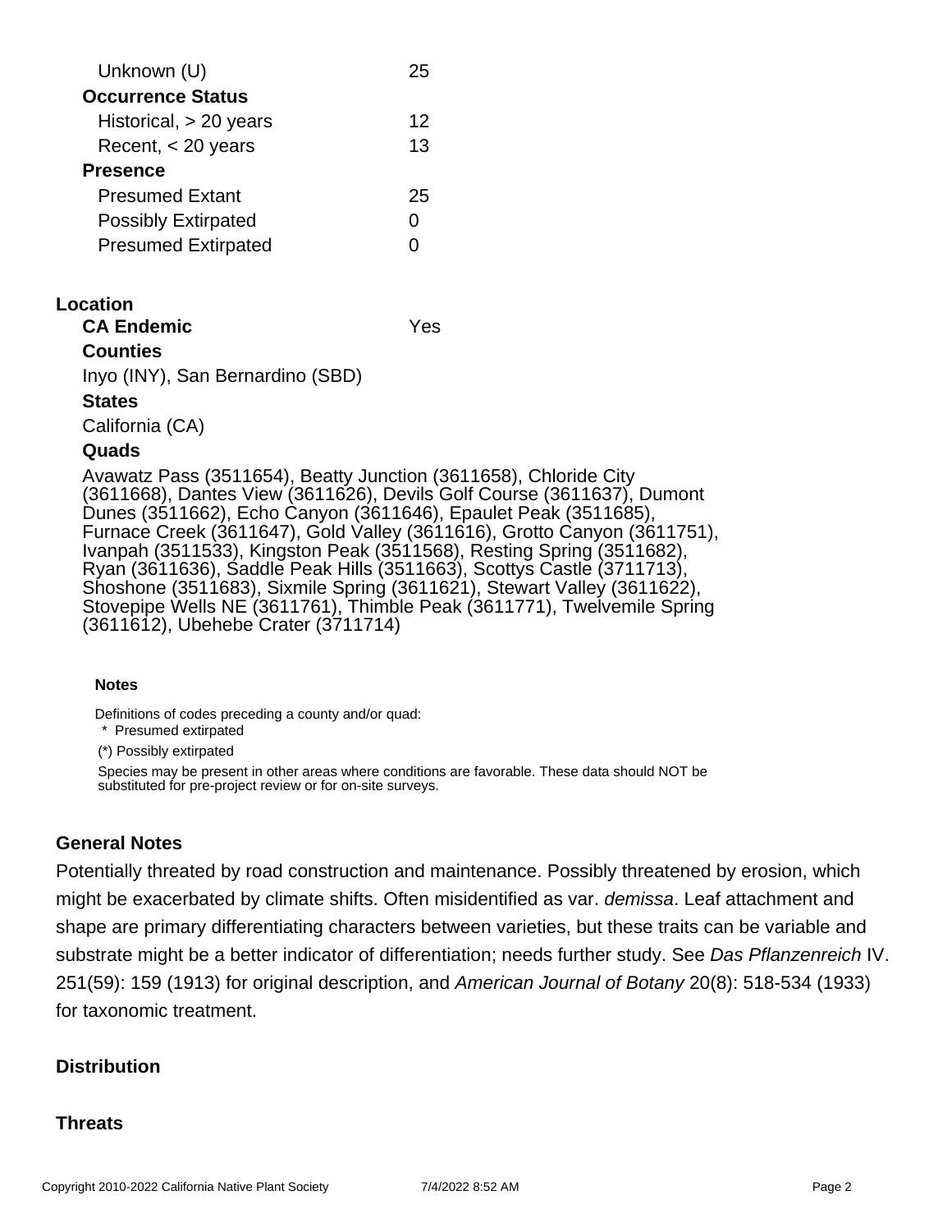| | |
|---|---|
| Unknown (U) | 25 |
| **Occurrence Status** | |
| Historical, > 20 years | 12 |
| Recent, < 20 years | 13 |
| **Presence** | |
| Presumed Extant | 25 |
| Possibly Extirpated | 0 |
| Presumed Extirpated | 0 |

## Location

**CA Endemic** Yes

**Counties**

Inyo (INY), San Bernardino (SBD)

**States**

California (CA)

**Quads**

Avawatz Pass (3511654), Beatty Junction (3611658), Chloride City (3611668), Dantes View (3611626), Devils Golf Course (3611637), Dumont Dunes (3511662), Echo Canyon (3611646), Epaulet Peak (3511685), Furnace Creek (3611647), Gold Valley (3611616), Grotto Canyon (3611751), Ivanpah (3511533), Kingston Peak (3511568), Resting Spring (3511682), Ryan (3611636), Saddle Peak Hills (3511663), Scottys Castle (3711713), Shoshone (3511683), Sixmile Spring (3611621), Stewart Valley (3611622), Stovepipe Wells NE (3611761), Thimble Peak (3611771), Twelvemile Spring (3611612), Ubehebe Crater (3711714)

**Notes**

Definitions of codes preceding a county and/or quad:
* Presumed extirpated
(*) Possibly extirpated

Species may be present in other areas where conditions are favorable. These data should NOT be substituted for pre-project review or for on-site surveys.

## General Notes

Potentially threated by road construction and maintenance. Possibly threatened by erosion, which might be exacerbated by climate shifts. Often misidentified as var. *demissa*. Leaf attachment and shape are primary differentiating characters between varieties, but these traits can be variable and substrate might be a better indicator of differentiation; needs further study. See *Das Pflanzenreich* IV. 251(59): 159 (1913) for original description, and *American Journal of Botany* 20(8): 518-534 (1933) for taxonomic treatment.

## Distribution

## Threats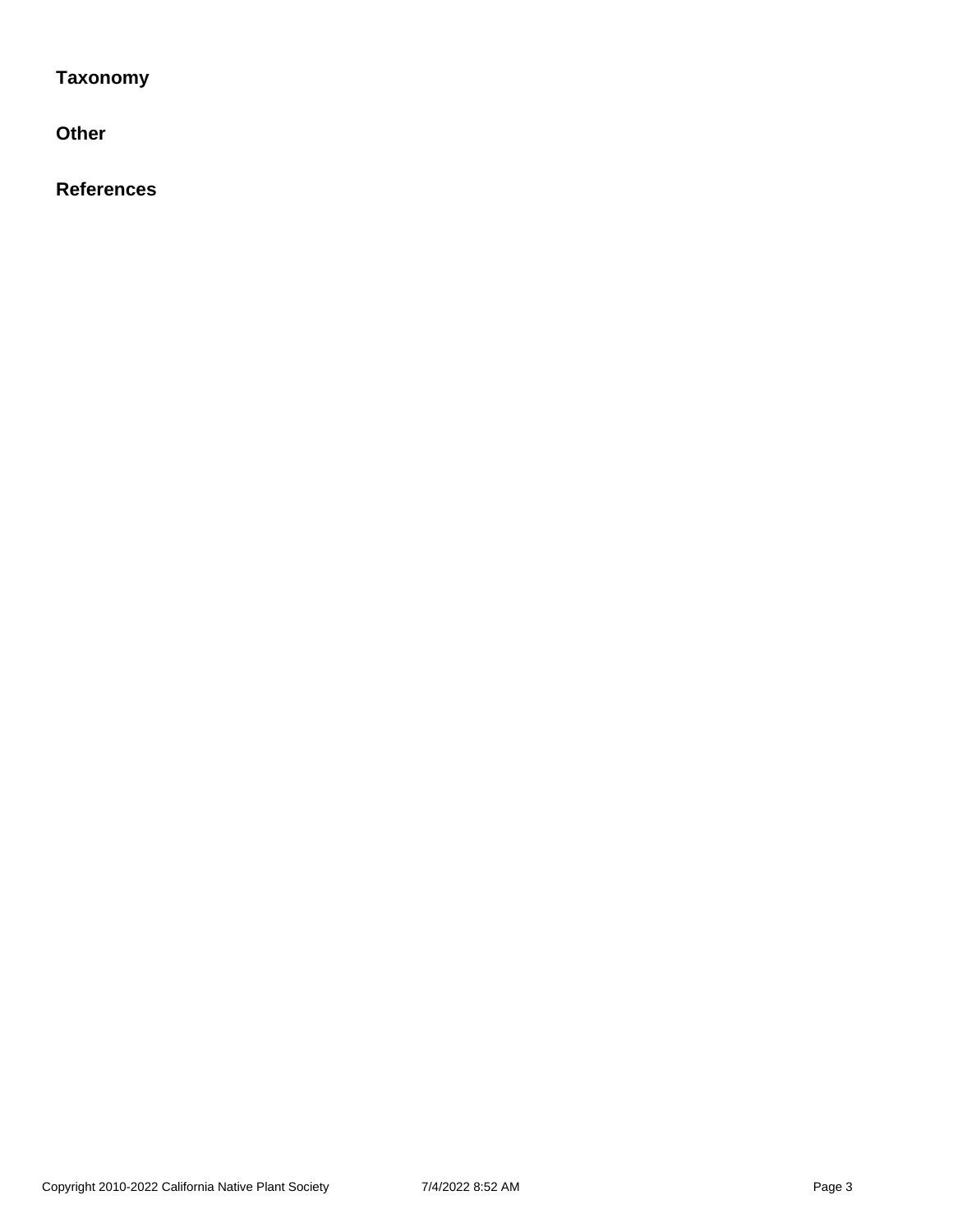## Taxonomy

## Other

## References